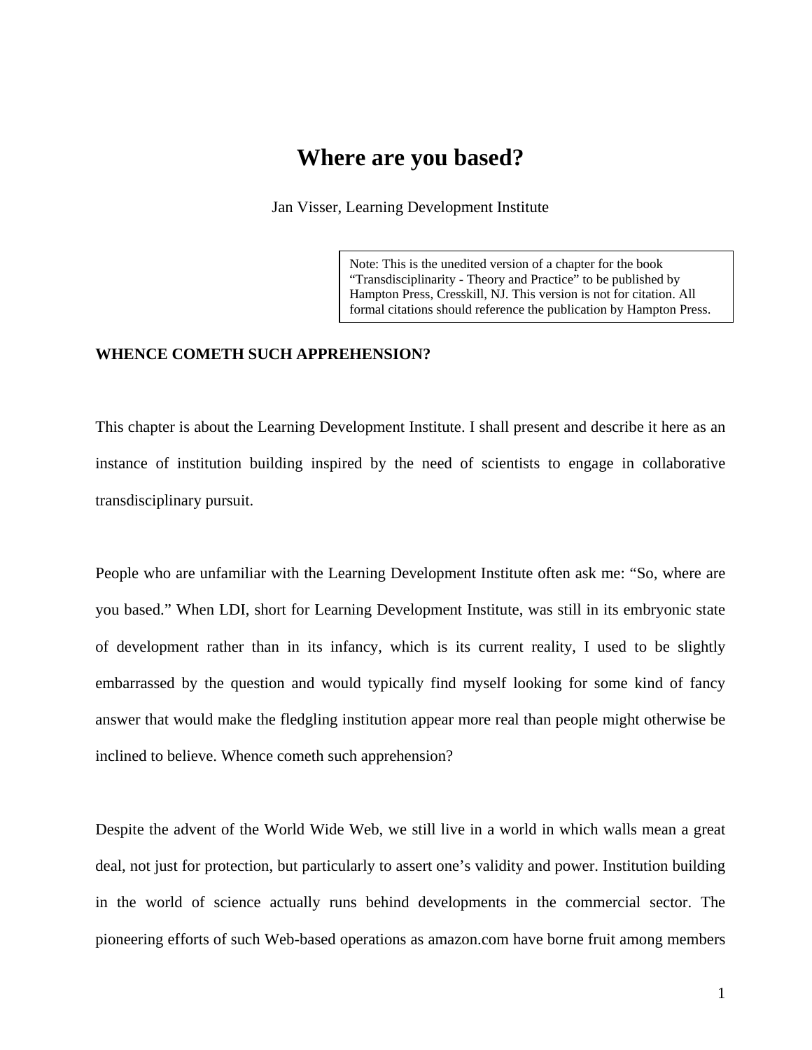# Where are you based?

Jan Visser, Learning Development Institute

> Note: This is the unedited version of a chapter for the book "Transdisciplinarity - Theory and Practice" to be published by Hampton Press, Cresskill, NJ. This version is not for citation. All formal citations should reference the publication by Hampton Press.

## WHENCE COMETH SUCH APPREHENSION?

This chapter is about the Learning Development Institute. I shall present and describe it here as an instance of institution building inspired by the need of scientists to engage in collaborative transdisciplinary pursuit.

People who are unfamiliar with the Learning Development Institute often ask me: "So, where are you based." When LDI, short for Learning Development Institute, was still in its embryonic state of development rather than in its infancy, which is its current reality, I used to be slightly embarrassed by the question and would typically find myself looking for some kind of fancy answer that would make the fledgling institution appear more real than people might otherwise be inclined to believe. Whence cometh such apprehension?

Despite the advent of the World Wide Web, we still live in a world in which walls mean a great deal, not just for protection, but particularly to assert one's validity and power. Institution building in the world of science actually runs behind developments in the commercial sector. The pioneering efforts of such Web-based operations as amazon.com have borne fruit among members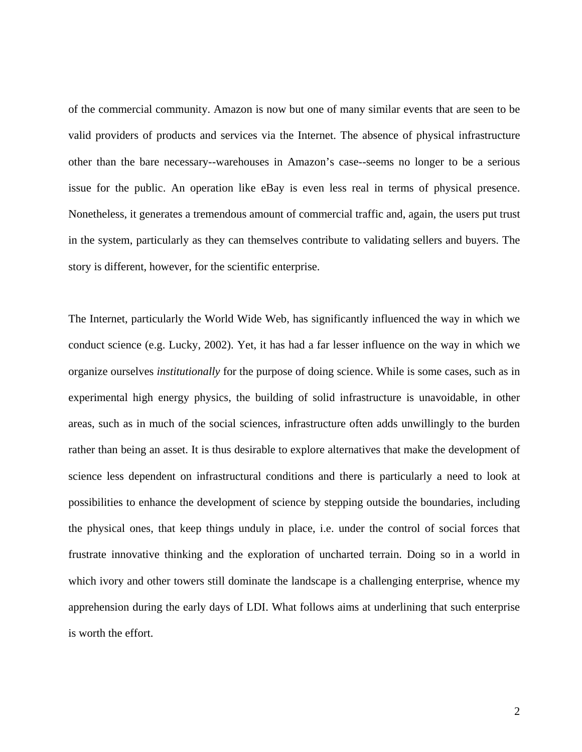of the commercial community. Amazon is now but one of many similar events that are seen to be valid providers of products and services via the Internet. The absence of physical infrastructure other than the bare necessary--warehouses in Amazon's case--seems no longer to be a serious issue for the public. An operation like eBay is even less real in terms of physical presence. Nonetheless, it generates a tremendous amount of commercial traffic and, again, the users put trust in the system, particularly as they can themselves contribute to validating sellers and buyers. The story is different, however, for the scientific enterprise.

The Internet, particularly the World Wide Web, has significantly influenced the way in which we conduct science (e.g. Lucky, 2002). Yet, it has had a far lesser influence on the way in which we organize ourselves *institutionally* for the purpose of doing science. While is some cases, such as in experimental high energy physics, the building of solid infrastructure is unavoidable, in other areas, such as in much of the social sciences, infrastructure often adds unwillingly to the burden rather than being an asset. It is thus desirable to explore alternatives that make the development of science less dependent on infrastructural conditions and there is particularly a need to look at possibilities to enhance the development of science by stepping outside the boundaries, including the physical ones, that keep things unduly in place, i.e. under the control of social forces that frustrate innovative thinking and the exploration of uncharted terrain. Doing so in a world in which ivory and other towers still dominate the landscape is a challenging enterprise, whence my apprehension during the early days of LDI. What follows aims at underlining that such enterprise is worth the effort.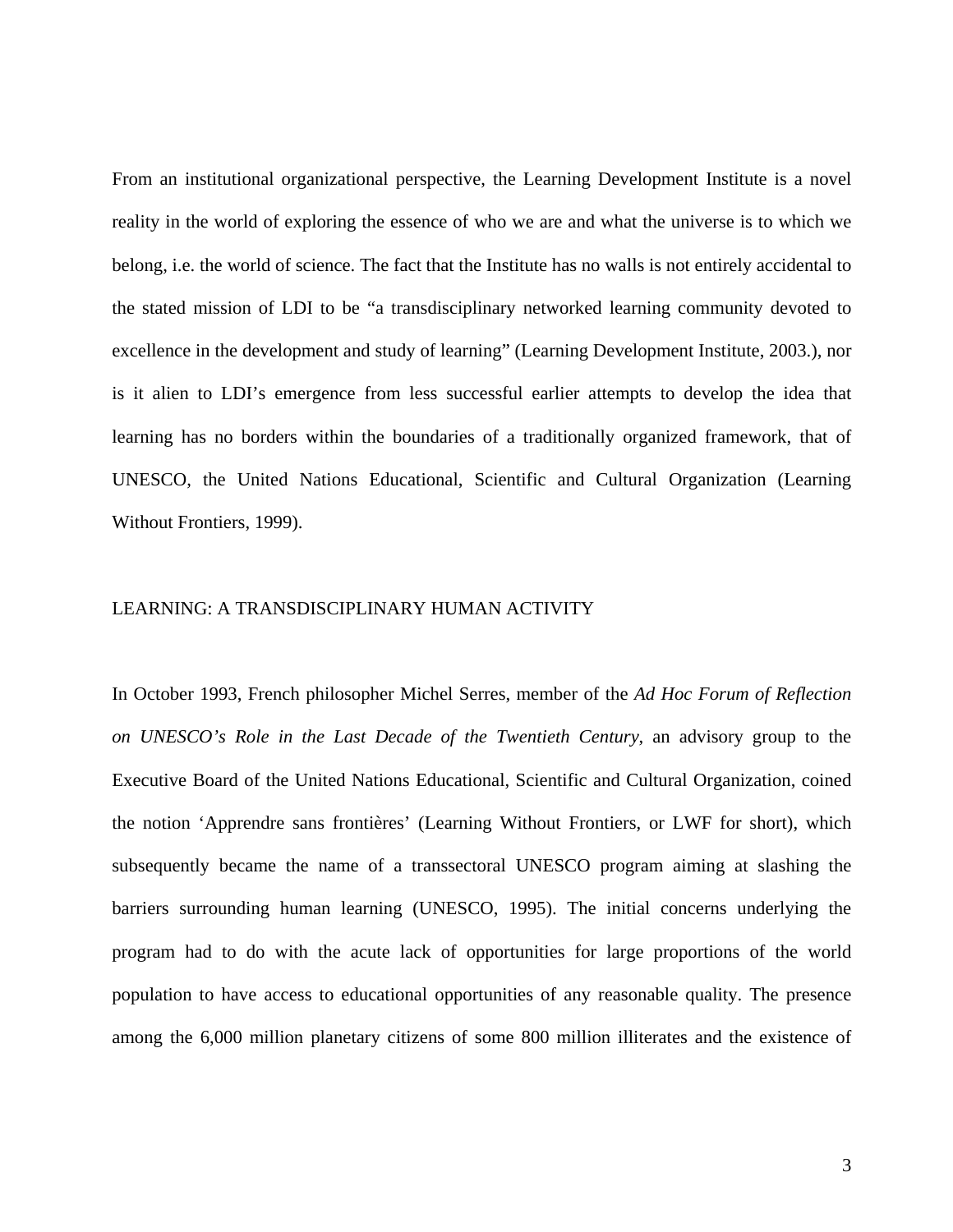From an institutional organizational perspective, the Learning Development Institute is a novel reality in the world of exploring the essence of who we are and what the universe is to which we belong, i.e. the world of science. The fact that the Institute has no walls is not entirely accidental to the stated mission of LDI to be "a transdisciplinary networked learning community devoted to excellence in the development and study of learning" (Learning Development Institute, 2003.), nor is it alien to LDI's emergence from less successful earlier attempts to develop the idea that learning has no borders within the boundaries of a traditionally organized framework, that of UNESCO, the United Nations Educational, Scientific and Cultural Organization (Learning Without Frontiers, 1999).

## LEARNING: A TRANSDISCIPLINARY HUMAN ACTIVITY

In October 1993, French philosopher Michel Serres, member of the *Ad Hoc Forum of Reflection on UNESCO's Role in the Last Decade of the Twentieth Century*, an advisory group to the Executive Board of the United Nations Educational, Scientific and Cultural Organization, coined the notion 'Apprendre sans frontières' (Learning Without Frontiers, or LWF for short), which subsequently became the name of a transsectoral UNESCO program aiming at slashing the barriers surrounding human learning (UNESCO, 1995). The initial concerns underlying the program had to do with the acute lack of opportunities for large proportions of the world population to have access to educational opportunities of any reasonable quality. The presence among the 6,000 million planetary citizens of some 800 million illiterates and the existence of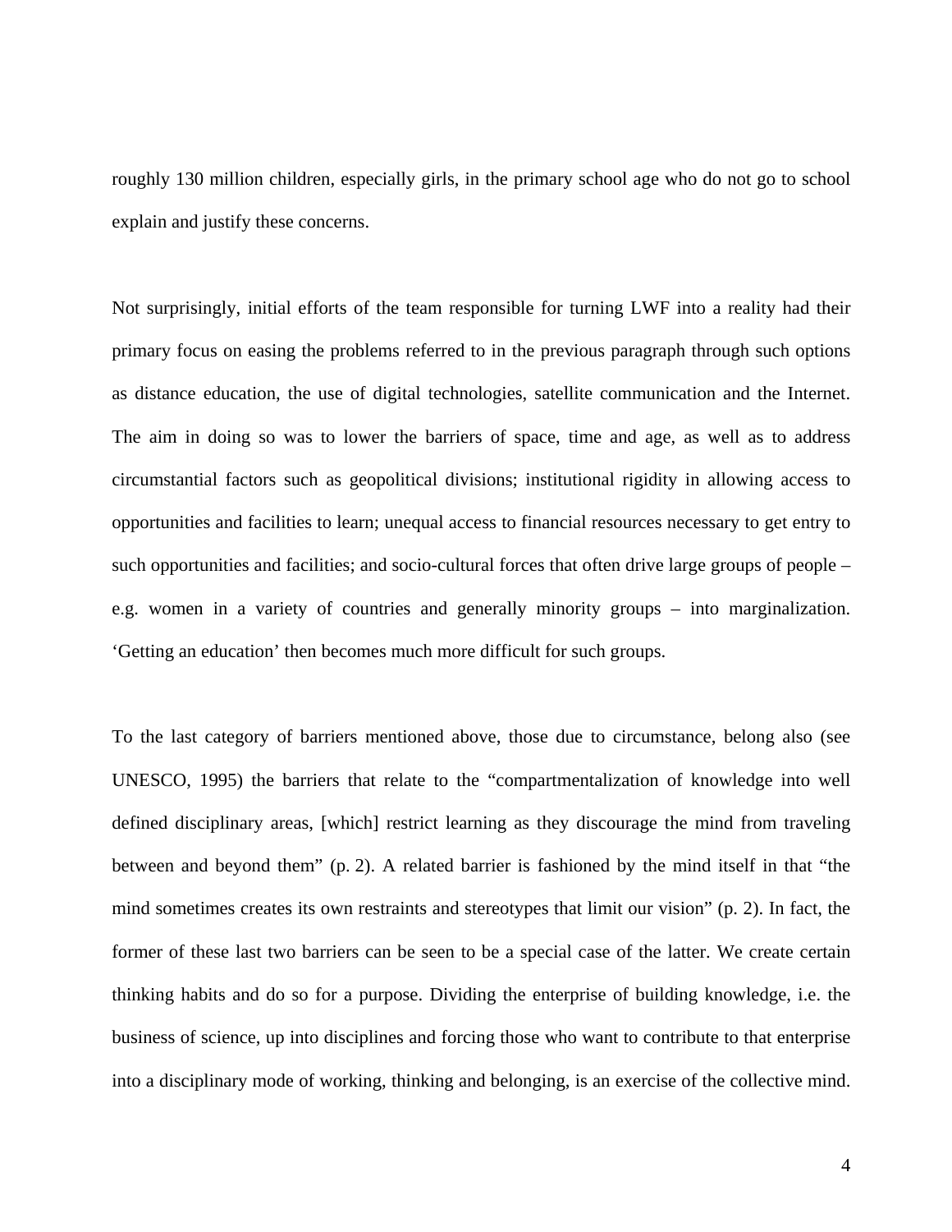roughly 130 million children, especially girls, in the primary school age who do not go to school explain and justify these concerns.

Not surprisingly, initial efforts of the team responsible for turning LWF into a reality had their primary focus on easing the problems referred to in the previous paragraph through such options as distance education, the use of digital technologies, satellite communication and the Internet. The aim in doing so was to lower the barriers of space, time and age, as well as to address circumstantial factors such as geopolitical divisions; institutional rigidity in allowing access to opportunities and facilities to learn; unequal access to financial resources necessary to get entry to such opportunities and facilities; and socio-cultural forces that often drive large groups of people – e.g. women in a variety of countries and generally minority groups – into marginalization. 'Getting an education' then becomes much more difficult for such groups.

To the last category of barriers mentioned above, those due to circumstance, belong also (see UNESCO, 1995) the barriers that relate to the "compartmentalization of knowledge into well defined disciplinary areas, [which] restrict learning as they discourage the mind from traveling between and beyond them" (p. 2). A related barrier is fashioned by the mind itself in that "the mind sometimes creates its own restraints and stereotypes that limit our vision" (p. 2). In fact, the former of these last two barriers can be seen to be a special case of the latter. We create certain thinking habits and do so for a purpose. Dividing the enterprise of building knowledge, i.e. the business of science, up into disciplines and forcing those who want to contribute to that enterprise into a disciplinary mode of working, thinking and belonging, is an exercise of the collective mind.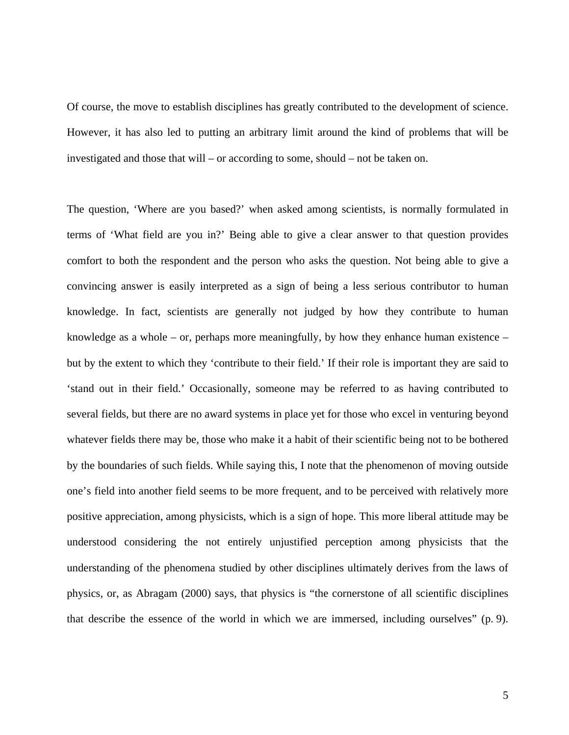Of course, the move to establish disciplines has greatly contributed to the development of science. However, it has also led to putting an arbitrary limit around the kind of problems that will be investigated and those that will – or according to some, should – not be taken on.

The question, 'Where are you based?' when asked among scientists, is normally formulated in terms of 'What field are you in?' Being able to give a clear answer to that question provides comfort to both the respondent and the person who asks the question. Not being able to give a convincing answer is easily interpreted as a sign of being a less serious contributor to human knowledge. In fact, scientists are generally not judged by how they contribute to human knowledge as a whole – or, perhaps more meaningfully, by how they enhance human existence – but by the extent to which they 'contribute to their field.' If their role is important they are said to 'stand out in their field.' Occasionally, someone may be referred to as having contributed to several fields, but there are no award systems in place yet for those who excel in venturing beyond whatever fields there may be, those who make it a habit of their scientific being not to be bothered by the boundaries of such fields. While saying this, I note that the phenomenon of moving outside one's field into another field seems to be more frequent, and to be perceived with relatively more positive appreciation, among physicists, which is a sign of hope. This more liberal attitude may be understood considering the not entirely unjustified perception among physicists that the understanding of the phenomena studied by other disciplines ultimately derives from the laws of physics, or, as Abragam (2000) says, that physics is "the cornerstone of all scientific disciplines that describe the essence of the world in which we are immersed, including ourselves" (p. 9).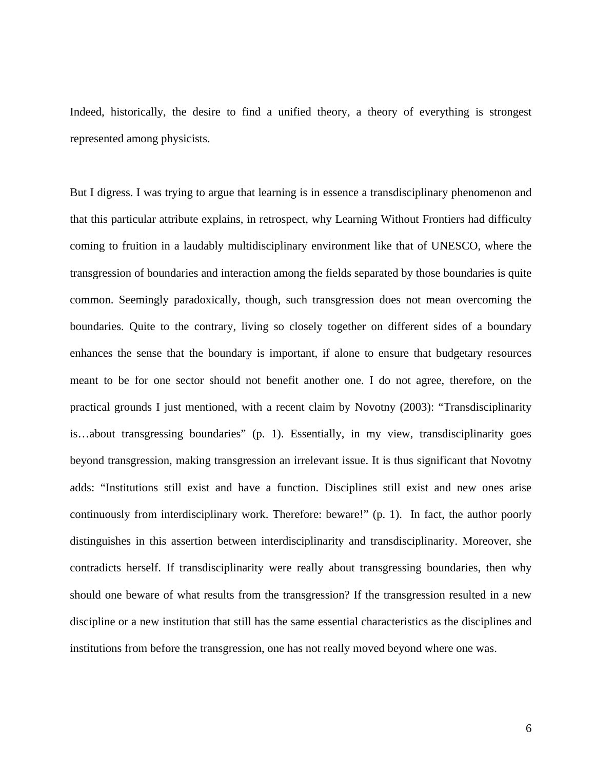Indeed, historically, the desire to find a unified theory, a theory of everything is strongest represented among physicists.

But I digress. I was trying to argue that learning is in essence a transdisciplinary phenomenon and that this particular attribute explains, in retrospect, why Learning Without Frontiers had difficulty coming to fruition in a laudably multidisciplinary environment like that of UNESCO, where the transgression of boundaries and interaction among the fields separated by those boundaries is quite common. Seemingly paradoxically, though, such transgression does not mean overcoming the boundaries. Quite to the contrary, living so closely together on different sides of a boundary enhances the sense that the boundary is important, if alone to ensure that budgetary resources meant to be for one sector should not benefit another one. I do not agree, therefore, on the practical grounds I just mentioned, with a recent claim by Novotny (2003): "Transdisciplinarity is…about transgressing boundaries" (p. 1). Essentially, in my view, transdisciplinarity goes beyond transgression, making transgression an irrelevant issue. It is thus significant that Novotny adds: "Institutions still exist and have a function. Disciplines still exist and new ones arise continuously from interdisciplinary work. Therefore: beware!" (p. 1). In fact, the author poorly distinguishes in this assertion between interdisciplinarity and transdisciplinarity. Moreover, she contradicts herself. If transdisciplinarity were really about transgressing boundaries, then why should one beware of what results from the transgression? If the transgression resulted in a new discipline or a new institution that still has the same essential characteristics as the disciplines and institutions from before the transgression, one has not really moved beyond where one was.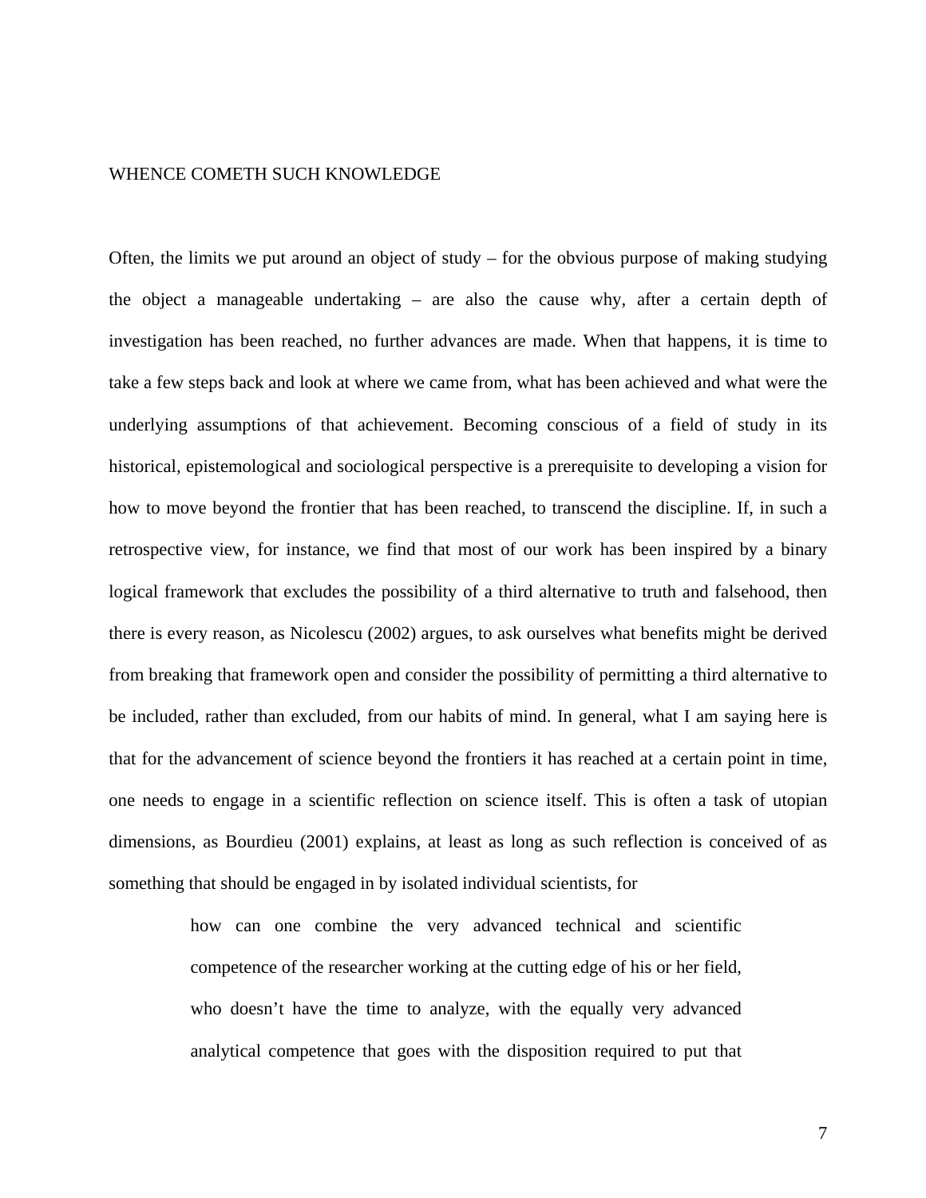## WHENCE COMETH SUCH KNOWLEDGE

Often, the limits we put around an object of study – for the obvious purpose of making studying the object a manageable undertaking – are also the cause why, after a certain depth of investigation has been reached, no further advances are made. When that happens, it is time to take a few steps back and look at where we came from, what has been achieved and what were the underlying assumptions of that achievement. Becoming conscious of a field of study in its historical, epistemological and sociological perspective is a prerequisite to developing a vision for how to move beyond the frontier that has been reached, to transcend the discipline. If, in such a retrospective view, for instance, we find that most of our work has been inspired by a binary logical framework that excludes the possibility of a third alternative to truth and falsehood, then there is every reason, as Nicolescu (2002) argues, to ask ourselves what benefits might be derived from breaking that framework open and consider the possibility of permitting a third alternative to be included, rather than excluded, from our habits of mind. In general, what I am saying here is that for the advancement of science beyond the frontiers it has reached at a certain point in time, one needs to engage in a scientific reflection on science itself. This is often a task of utopian dimensions, as Bourdieu (2001) explains, at least as long as such reflection is conceived of as something that should be engaged in by isolated individual scientists, for

> how can one combine the very advanced technical and scientific competence of the researcher working at the cutting edge of his or her field, who doesn't have the time to analyze, with the equally very advanced analytical competence that goes with the disposition required to put that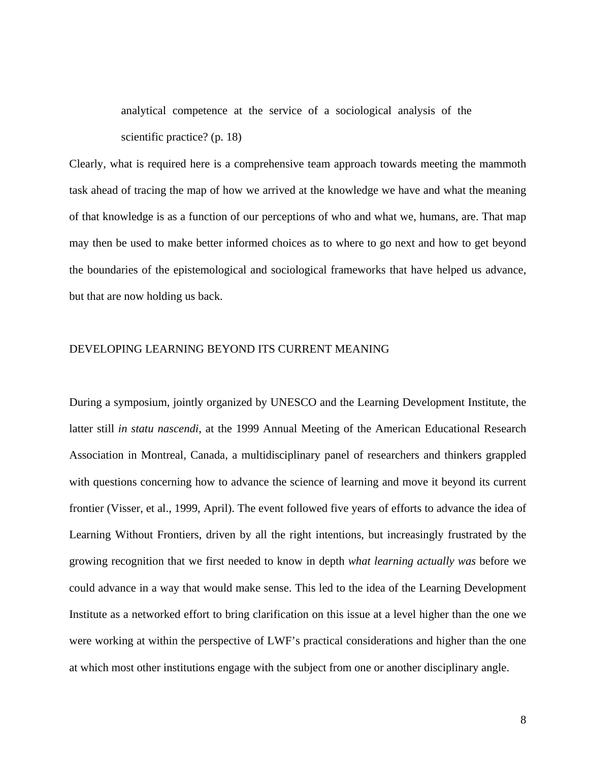> analytical competence at the service of a sociological analysis of the scientific practice? (p. 18)

Clearly, what is required here is a comprehensive team approach towards meeting the mammoth task ahead of tracing the map of how we arrived at the knowledge we have and what the meaning of that knowledge is as a function of our perceptions of who and what we, humans, are. That map may then be used to make better informed choices as to where to go next and how to get beyond the boundaries of the epistemological and sociological frameworks that have helped us advance, but that are now holding us back.

## DEVELOPING LEARNING BEYOND ITS CURRENT MEANING

During a symposium, jointly organized by UNESCO and the Learning Development Institute, the latter still *in statu nascendi*, at the 1999 Annual Meeting of the American Educational Research Association in Montreal, Canada, a multidisciplinary panel of researchers and thinkers grappled with questions concerning how to advance the science of learning and move it beyond its current frontier (Visser, et al., 1999, April). The event followed five years of efforts to advance the idea of Learning Without Frontiers, driven by all the right intentions, but increasingly frustrated by the growing recognition that we first needed to know in depth *what learning actually was* before we could advance in a way that would make sense. This led to the idea of the Learning Development Institute as a networked effort to bring clarification on this issue at a level higher than the one we were working at within the perspective of LWF's practical considerations and higher than the one at which most other institutions engage with the subject from one or another disciplinary angle.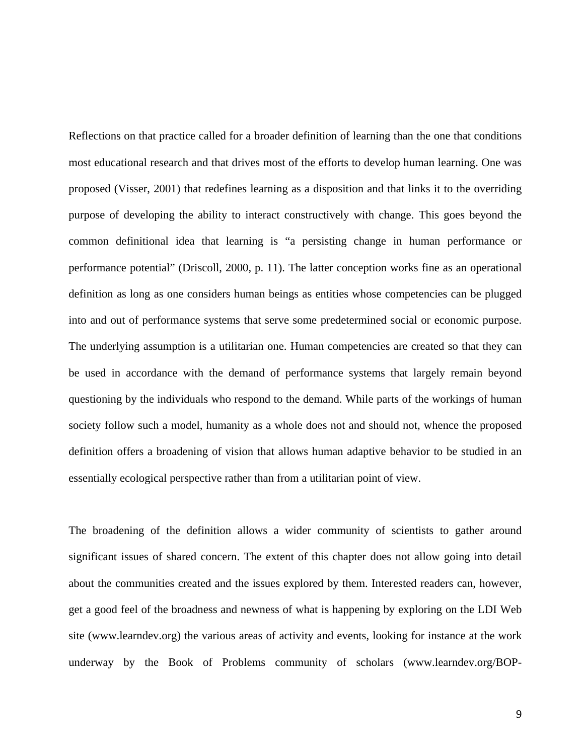Reflections on that practice called for a broader definition of learning than the one that conditions most educational research and that drives most of the efforts to develop human learning. One was proposed (Visser, 2001) that redefines learning as a disposition and that links it to the overriding purpose of developing the ability to interact constructively with change. This goes beyond the common definitional idea that learning is "a persisting change in human performance or performance potential" (Driscoll, 2000, p. 11). The latter conception works fine as an operational definition as long as one considers human beings as entities whose competencies can be plugged into and out of performance systems that serve some predetermined social or economic purpose. The underlying assumption is a utilitarian one. Human competencies are created so that they can be used in accordance with the demand of performance systems that largely remain beyond questioning by the individuals who respond to the demand. While parts of the workings of human society follow such a model, humanity as a whole does not and should not, whence the proposed definition offers a broadening of vision that allows human adaptive behavior to be studied in an essentially ecological perspective rather than from a utilitarian point of view.

The broadening of the definition allows a wider community of scientists to gather around significant issues of shared concern. The extent of this chapter does not allow going into detail about the communities created and the issues explored by them. Interested readers can, however, get a good feel of the broadness and newness of what is happening by exploring on the LDI Web site (www.learndev.org) the various areas of activity and events, looking for instance at the work underway by the Book of Problems community of scholars (www.learndev.org/BOP-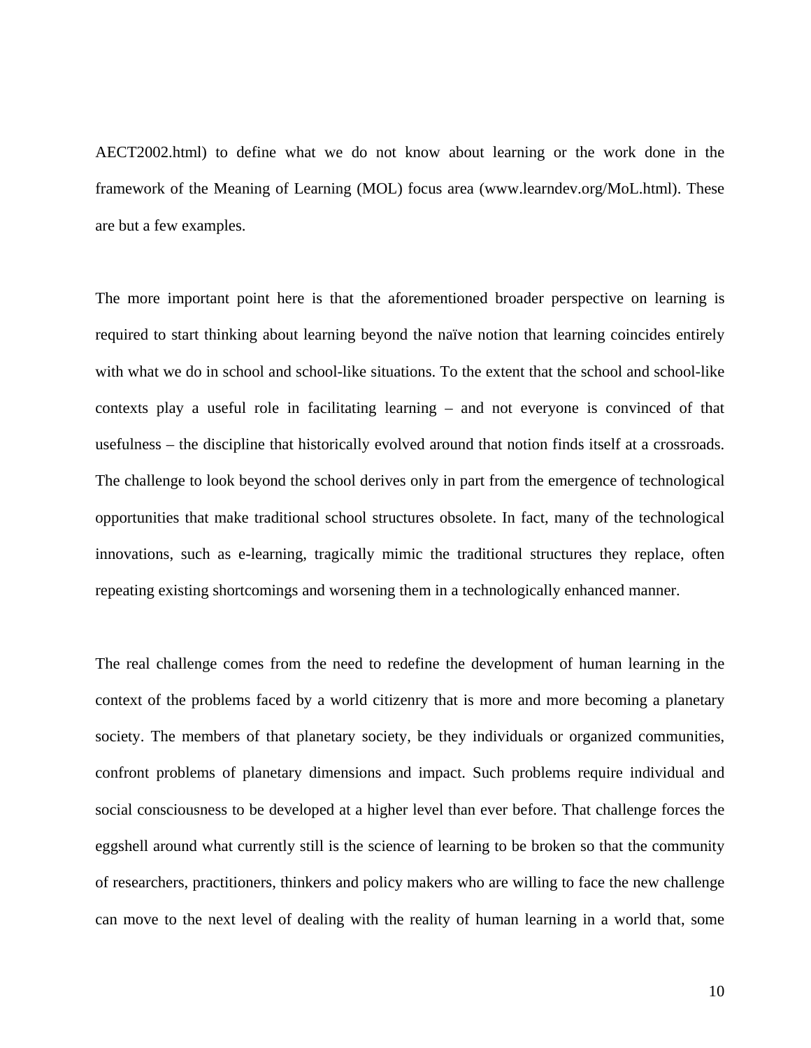AECT2002.html) to define what we do not know about learning or the work done in the framework of the Meaning of Learning (MOL) focus area (www.learndev.org/MoL.html). These are but a few examples.

The more important point here is that the aforementioned broader perspective on learning is required to start thinking about learning beyond the naïve notion that learning coincides entirely with what we do in school and school-like situations. To the extent that the school and school-like contexts play a useful role in facilitating learning – and not everyone is convinced of that usefulness – the discipline that historically evolved around that notion finds itself at a crossroads. The challenge to look beyond the school derives only in part from the emergence of technological opportunities that make traditional school structures obsolete. In fact, many of the technological innovations, such as e-learning, tragically mimic the traditional structures they replace, often repeating existing shortcomings and worsening them in a technologically enhanced manner.

The real challenge comes from the need to redefine the development of human learning in the context of the problems faced by a world citizenry that is more and more becoming a planetary society. The members of that planetary society, be they individuals or organized communities, confront problems of planetary dimensions and impact. Such problems require individual and social consciousness to be developed at a higher level than ever before. That challenge forces the eggshell around what currently still is the science of learning to be broken so that the community of researchers, practitioners, thinkers and policy makers who are willing to face the new challenge can move to the next level of dealing with the reality of human learning in a world that, some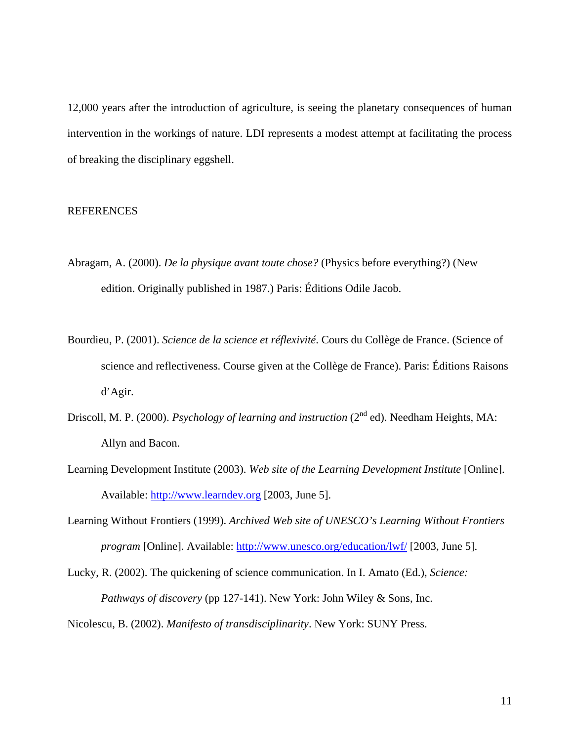12,000 years after the introduction of agriculture, is seeing the planetary consequences of human intervention in the workings of nature. LDI represents a modest attempt at facilitating the process of breaking the disciplinary eggshell.

## REFERENCES

Abragam, A. (2000). *De la physique avant toute chose?* (Physics before everything?) (New edition. Originally published in 1987.) Paris: Éditions Odile Jacob.

Bourdieu, P. (2001). *Science de la science et réflexivité*. Cours du Collège de France. (Science of science and reflectiveness. Course given at the Collège de France). Paris: Éditions Raisons d'Agir.

Driscoll, M. P. (2000). *Psychology of learning and instruction* (2nd ed). Needham Heights, MA: Allyn and Bacon.

Learning Development Institute (2003). *Web site of the Learning Development Institute* [Online]. Available: http://www.learndev.org [2003, June 5].

Learning Without Frontiers (1999). *Archived Web site of UNESCO's Learning Without Frontiers program* [Online]. Available: http://www.unesco.org/education/lwf/ [2003, June 5].

Lucky, R. (2002). The quickening of science communication. In I. Amato (Ed.), *Science: Pathways of discovery* (pp 127-141). New York: John Wiley & Sons, Inc.

Nicolescu, B. (2002). *Manifesto of transdisciplinarity*. New York: SUNY Press.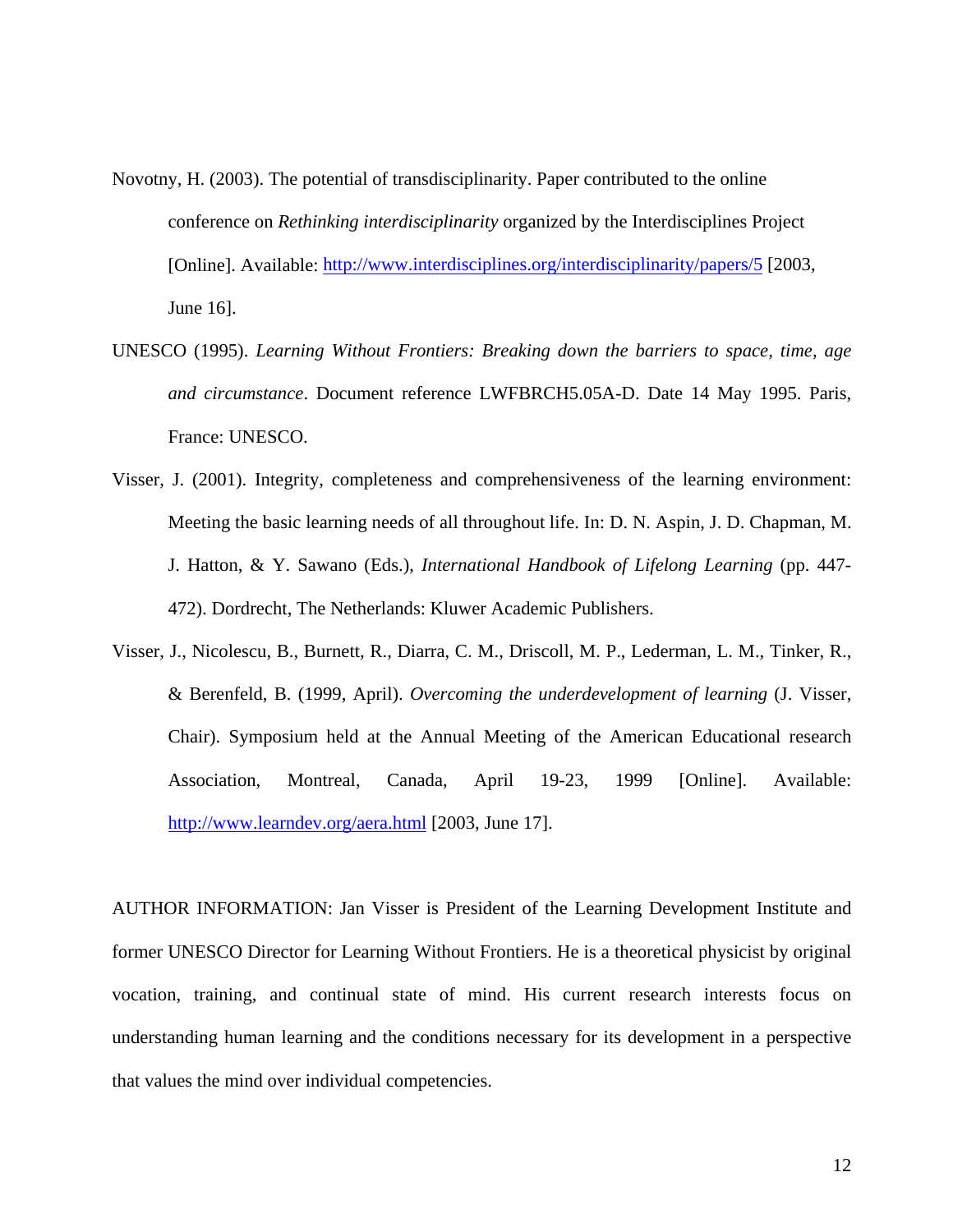Novotny, H. (2003). The potential of transdisciplinarity. Paper contributed to the online conference on *Rethinking interdisciplinarity* organized by the Interdisciplines Project [Online]. Available: http://www.interdisciplines.org/interdisciplinarity/papers/5 [2003, June 16].

UNESCO (1995). *Learning Without Frontiers: Breaking down the barriers to space, time, age and circumstance*. Document reference LWFBRCH5.05A-D. Date 14 May 1995. Paris, France: UNESCO.

Visser, J. (2001). Integrity, completeness and comprehensiveness of the learning environment: Meeting the basic learning needs of all throughout life. In: D. N. Aspin, J. D. Chapman, M. J. Hatton, & Y. Sawano (Eds.), *International Handbook of Lifelong Learning* (pp. 447-472). Dordrecht, The Netherlands: Kluwer Academic Publishers.

Visser, J., Nicolescu, B., Burnett, R., Diarra, C. M., Driscoll, M. P., Lederman, L. M., Tinker, R., & Berenfeld, B. (1999, April). *Overcoming the underdevelopment of learning* (J. Visser, Chair). Symposium held at the Annual Meeting of the American Educational research Association, Montreal, Canada, April 19-23, 1999 [Online]. Available: http://www.learndev.org/aera.html [2003, June 17].

AUTHOR INFORMATION: Jan Visser is President of the Learning Development Institute and former UNESCO Director for Learning Without Frontiers. He is a theoretical physicist by original vocation, training, and continual state of mind. His current research interests focus on understanding human learning and the conditions necessary for its development in a perspective that values the mind over individual competencies.